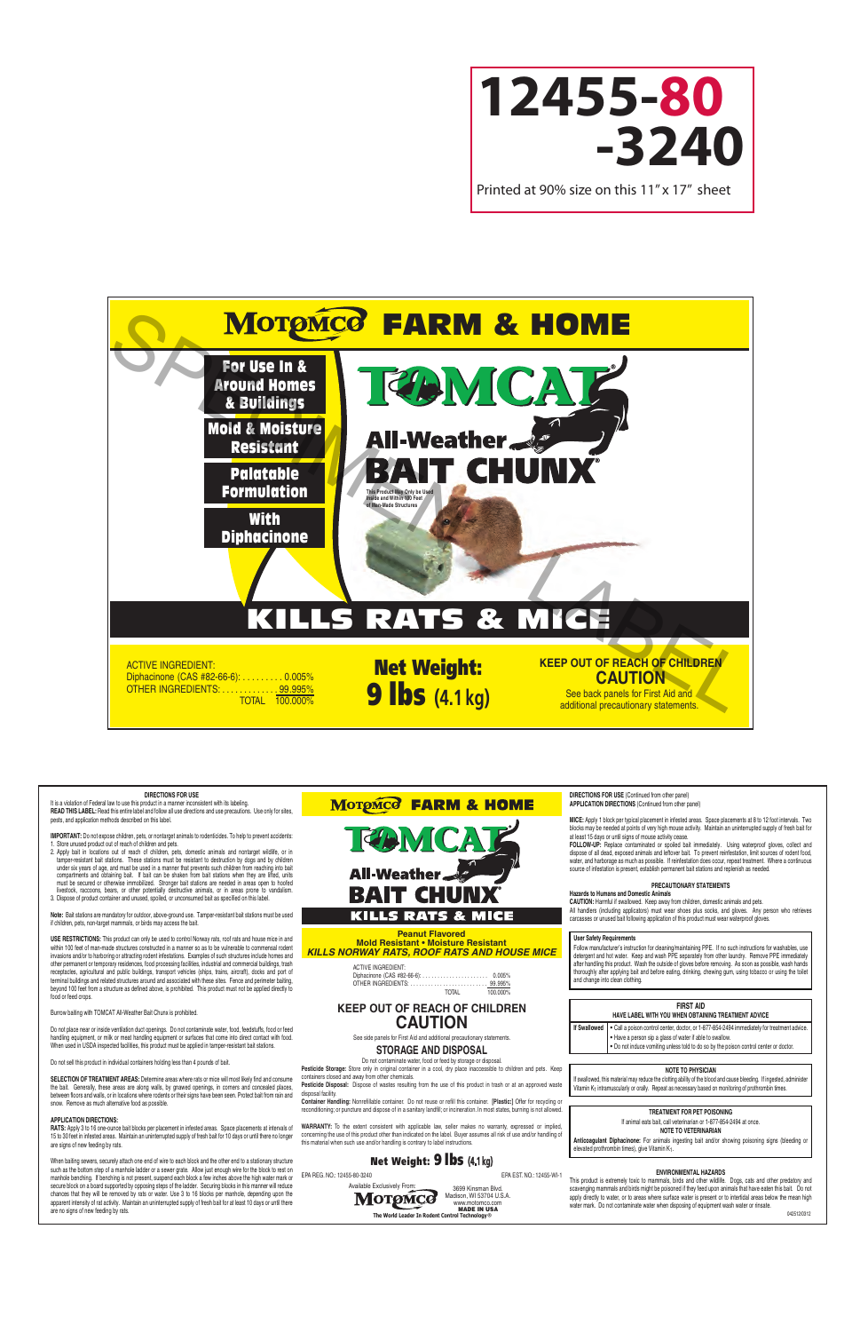# 12455-80 -3240

Printed at 90% size on this 11" x 17" sheet

## MOTOMCO FARM & HOME

SPECIMEN LABEL

- For Use In & Around Homes & Buildings
- Mold & Moisture Resistant
- Palatable Formulation
- With Diphacinone

# TOMCAT®

## All-Weather BAIT CHUNX®

This Product May Only be Used Inside and Within 100 Feet of Man-Made Structures

## KILLS RATS & MICE

ACTIVE INGREDIENT:
Diphacinone (CAS #82-66-6): . . . . . . . . . . 0.005%
OTHER INGREDIENTS: . . . . . . . . . . . . . . 99.995%
TOTAL 100.000%

**Net Weight: 9 lbs (4.1 kg)**

**KEEP OUT OF REACH OF CHILDREN**
**CAUTION**
See back panels for First Aid and additional precautionary statements.

---

### DIRECTIONS FOR USE

It is a violation of Federal law to use this product in a manner inconsistent with its labeling.
**READ THIS LABEL:** Read this entire label and follow all use directions and use precautions. Use only for sites, pests, and application methods described on this label.

**IMPORTANT:** Do not expose children, pets, or nontarget animals to rodenticides. To help to prevent accidents:
1. Store unused product out of reach of children and pets.
2. Apply bait in locations out of reach of children, pets, domestic animals and nontarget wildlife, or in tamper-resistant bait stations. These stations must be resistant to destruction by dogs and by children under six years of age, and must be used in a manner that prevents such children from reaching into bait compartments and obtaining bait. If bait can be shaken from bait stations when they are lifted, units must be secured or otherwise immobilized. Stronger bait stations are needed in areas open to hoofed livestock, raccoons, bears, or other potentially destructive animals, or in areas prone to vandalism.
3. Dispose of product container and unused, spoiled, or unconsumed bait as specified on this label.

**Note:** Bait stations are mandatory for outdoor, above-ground use. Tamper-resistant bait stations must be used if children, pets, non-target mammals, or birds may access the bait.

**USE RESTRICTIONS:** This product can only be used to control Norway rats, roof rats and house mice in and within 100 feet of man-made structures constructed in a manner so as to be vulnerable to commensal rodent invasions and/or to harboring or attracting rodent infestations. Examples of such structures include homes and other permanent or temporary residences, food processing facilities, industrial and commercial buildings, trash receptacles, agricultural and public buildings, transport vehicles (ships, trains, aircraft), docks and port of terminal buildings and related structures around and associated with these sites. Fence and perimeter baiting, beyond 100 feet from a structure as defined above, is prohibited. This product must not be applied directly to food or feed crops.

Burrow baiting with TOMCAT All-Weather Bait Chunx is prohibited.

Do not place near or inside ventilation duct openings. Do not contaminate water, food, feedstuffs, food or feed handling equipment, or milk or meat handling equipment or surfaces that come into direct contact with food. When used in USDA inspected facilities, this product must be applied in tamper-resistant bait stations.

Do not sell this product in individual containers holding less than 4 pounds of bait.

**SELECTION OF TREATMENT AREAS:** Determine areas where rats or mice will most likely find and consume the bait. Generally, these areas are along walls, by gnawed openings, in corners and concealed places, between floors and walls, or in locations where rodents or their signs have been seen. Protect bait from rain and snow. Remove as much alternative food as possible.

**APPLICATION DIRECTIONS:**
**RATS:** Apply 3 to 16 one-ounce bait blocks per placement in infested areas. Space placements at intervals of 15 to 30 feet in infested areas. Maintain an uninterrupted supply of fresh bait for 10 days or until there no longer are signs of new feeding by rats.

When baiting sewers, securely attach one end of wire to each block and the other end to a stationary structure such as the bottom step of a manhole ladder or a sewer grate. Allow just enough wire for the block to rest on manhole benching. If benching is not present, suspend each block a few inches above the high water mark or secure block on a board supported by opposing steps of the ladder. Securing blocks in this manner will reduce chances that they will be removed by rats or water. Use 3 to 16 blocks per manhole, depending upon the apparent intensity of rat activity. Maintain an uninterrupted supply of fresh bait for at least 10 days or until there are no signs of new feeding by rats.

---

## MOTOMCO FARM & HOME

# TOMCAT®

## All-Weather BAIT CHUNX®

### KILLS RATS & MICE

**Peanut Flavored**
**Mold Resistant • Moisture Resistant**
***KILLS NORWAY RATS, ROOF RATS AND HOUSE MICE***

ACTIVE INGREDIENT:
Diphacinone (CAS #82-66-6): . . . . . . . . . . 0.005%
OTHER INGREDIENTS: . . . . . . . . . . . . . . 99.995%
TOTAL 100.000%

**KEEP OUT OF REACH OF CHILDREN**
**CAUTION**

See side panels for First Aid and additional precautionary statements.

### STORAGE AND DISPOSAL

Do not contaminate water, food or feed by storage or disposal.
**Pesticide Storage:** Store only in original container in a cool, dry place inaccessible to children and pets. Keep containers closed and away from other chemicals.
**Pesticide Disposal:** Dispose of wastes resulting from the use of this product in trash or at an approved waste disposal facility.
**Container Handling:** Nonrefillable container. Do not reuse or refill this container. **[Plastic]** Offer for recycling or reconditioning; or puncture and dispose of in a sanitary landfill; or incineration. In most states, burning is not allowed.

**WARRANTY:** To the extent consistent with applicable law, seller makes no warranty, expressed or implied, concerning the use of this product other than indicated on the label. Buyer assumes all risk of use and/or handling of this material when such use and/or handling is contrary to label instructions.

**Net Weight: 9 lbs (4.1 kg)**

EPA REG. NO.: 12455-80-3240 EPA EST. NO.: 12455-WI-1

Available Exclusively From:
MOTOMCO
3699 Kinsman Blvd.
Madison, WI 53704 U.S.A.
www.motomco.com
**MADE IN USA**
**The World Leader In Rodent Control Technology®**

---

**DIRECTIONS FOR USE** (Continued from other panel)
**APPLICATION DIRECTIONS** (Continued from other panel)

**MICE:** Apply 1 block per typical placement in infested areas. Space placements at 8 to 12 foot intervals. Two blocks may be needed at points of very high mouse activity. Maintain an uninterrupted supply of fresh bait for at least 15 days or until signs of mouse activity cease.
**FOLLOW-UP:** Replace contaminated or spoiled bait immediately. Using waterproof gloves, collect and dispose of all dead, exposed animals and leftover bait. To prevent reinfestation, limit sources of rodent food, water, and harborage as much as possible. If reinfestation does occur, repeat treatment. Where a continuous source of infestation is present, establish permanent bait stations and replenish as needed.

### PRECAUTIONARY STATEMENTS

**Hazards to Humans and Domestic Animals**
**CAUTION:** Harmful if swallowed. Keep away from children, domestic animals and pets.
All handlers (including applicators) must wear shoes plus socks, and gloves. Any person who retrieves carcasses or unused bait following application of this product must wear waterproof gloves.

**User Safety Requirements**
Follow manufacturer's instruction for cleaning/maintaining PPE. If no such instructions for washables, use detergent and hot water. Keep and wash PPE separately from other laundry. Remove PPE immediately after handling this product. Wash the outside of gloves before removing. As soon as possible, wash hands thoroughly after applying bait and before eating, drinking, chewing gum, using tobacco or using the toilet and change into clean clothing.

| FIRST AID<br>HAVE LABEL WITH YOU WHEN OBTAINING TREATMENT ADVICE | |
|---|---|
| If Swallowed | • Call a poison control center, doctor, or 1-877-854-2494 immediately for treatment advice.<br>• Have a person sip a glass of water if able to swallow.<br>• Do not induce vomiting unless told to do so by the poison control center or doctor. |

**NOTE TO PHYSICIAN**
If swallowed, this material may reduce the clotting ability of the blood and cause bleeding. If ingested, administer Vitamin $K_1$ intramuscularly or orally. Repeat as necessary based on monitoring of prothrombin times.

**TREATMENT FOR PET POISONING**
If animal eats bait, call veterinarian or 1-877-854-2494 at once.
**NOTE TO VETERINARIAN**
**Anticoagulant Diphacinone:** For animals ingesting bait and/or showing poisoning signs (bleeding or elevated prothrombin times), give Vitamin $K_1$.

### ENVIRONMENTAL HAZARDS

This product is extremely toxic to mammals, birds and other wildlife. Dogs, cats and other predatory and scavenging mammals and birds might be poisoned if they feed upon animals that have eaten this bait. Do not apply directly to water, or to areas where surface water is present or to intertidal areas below the mean high water mark. Do not contaminate water when disposing of equipment wash water or rinsate.

042512/2012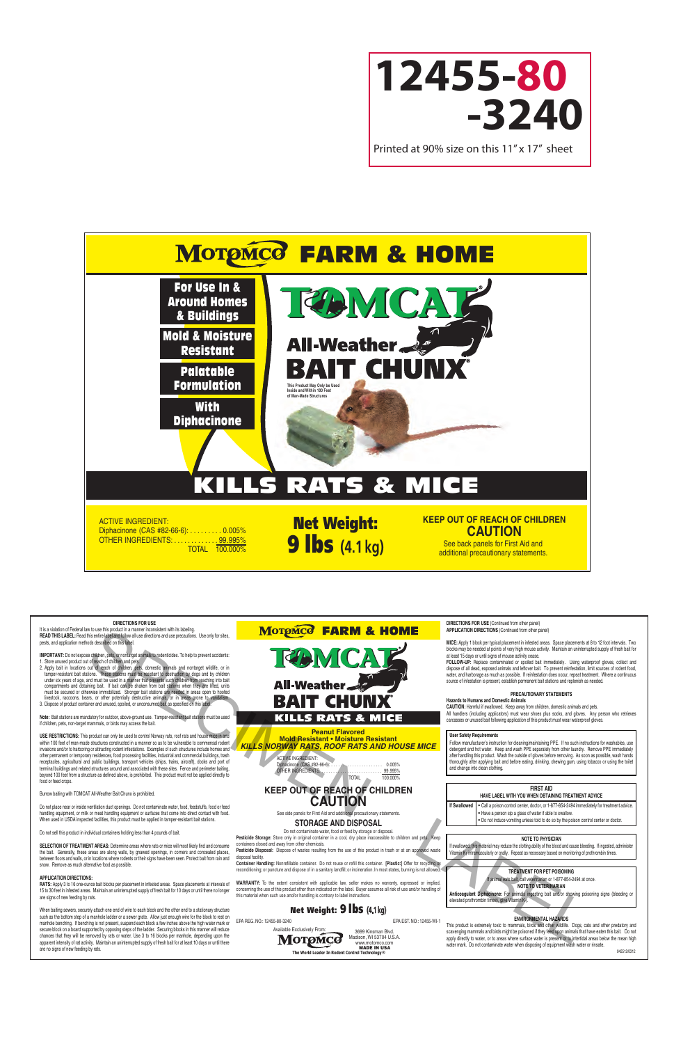# 12455-80 -3240

Printed at 90% size on this 11" x 17" sheet

# MOTOMCO FARM & HOME

**For Use In & Around Homes & Buildings**

**Mold & Moisture Resistant**

**Palatable Formulation**

**With Diphacinone**

# TOMCAT®

## All-Weather BAIT CHUNX®

This Product May Only be Used Inside and Within 100 Feet of Man-Made Structures

# KILLS RATS & MICE

ACTIVE INGREDIENT:
Diphacinone (CAS #82-66-6): . . . . . . . . . . 0.005%
OTHER INGREDIENTS: . . . . . . . . . . . . . . 99.995%
TOTAL 100.000%

**Net Weight: 9 lbs (4.1 kg)**

**KEEP OUT OF REACH OF CHILDREN**

**CAUTION**

See back panels for First Aid and additional precautionary statements.

---

### DIRECTIONS FOR USE

It is a violation of Federal law to use this product in a manner inconsistent with its labeling.

**READ THIS LABEL:** Read this entire label and follow all use directions and use precautions. Use only for sites, pests, and application methods described on this label.

**IMPORTANT:** Do not expose children, pets, or nontarget animals to rodenticides. To help to prevent accidents:

1. Store unused product out of reach of children and pets.
2. Apply bait in locations out of reach of children, pets, domestic animals and nontarget wildlife, or in tamper-resistant bait stations. These stations must be resistant to destruction by dogs and by children under six years of age, and must be used in a manner that prevents such children from reaching into bait compartments and obtaining bait. If bait can be shaken from bait stations when they are lifted, units must be secured or otherwise immobilized. Stronger bait stations are needed in areas open to hoofed livestock, raccoons, bears, or other potentially destructive animals, or in areas prone to vandalism.
3. Dispose of product container and unused, spoiled, or unconsumed bait as specified on this label.

**Note:** Bait stations are mandatory for outdoor, above-ground use. Tamper-resistant bait stations must be used if children, pets, non-target mammals, or birds may access the bait.

**USE RESTRICTIONS:** This product can only be used to control Norway rats, roof rats and house mice in and within 100 feet of man-made structures constructed in a manner so as to be vulnerable to commensal rodent invasions and/or to harboring or attracting rodent infestations. Examples of such structures include homes and other permanent or temporary residences, food processing facilities, industrial and commercial buildings, trash receptacles, agricultural and public buildings, transport vehicles (ships, trains, aircraft), docks and port of terminal buildings and related structures around and associated with these sites. Fence and perimeter baiting, beyond 100 feet from a structure as defined above, is prohibited. This product must not be applied directly to food or feed crops.

Burrow baiting with TOMCAT All-Weather Bait Chunx is prohibited.

Do not place near or inside ventilation duct openings. Do not contaminate water, food, feedstuffs, food or feed handling equipment, or milk or meat handling equipment or surfaces that come into direct contact with food. When used in USDA inspected facilities, this product must be applied in tamper-resistant bait stations.

Do not sell this product in individual containers holding less than 4 pounds of bait.

**SELECTION OF TREATMENT AREAS:** Determine areas where rats or mice will most likely find and consume the bait. Generally, these areas are along walls, by gnawed openings, in corners and concealed places, between floors and walls, or in locations where rodents or their signs have been seen. Protect bait from rain and snow. Remove as much alternative food as possible.

**APPLICATION DIRECTIONS:**

**RATS:** Apply 3 to 16 one-ounce bait blocks per placement in infested areas. Space placements at intervals of 15 to 30 feet in infested areas. Maintain an uninterrupted supply of fresh bait for 10 days or until there no longer are signs of new feeding by rats.

When baiting sewers, securely attach one end of wire to each block and the other end to a stationary structure such as the bottom step of a manhole ladder or a sewer grate. Allow just enough wire for the block to rest on manhole benching. If benching is not present, suspend each block a few inches above the high water mark or secure block on a board supported by opposing steps of the ladder. Securing blocks in this manner will reduce chances that they will be removed by rats or water. Use 3 to 16 blocks per manhole, depending upon the apparent intensity of rat activity. Maintain an uninterrupted supply of fresh bait for at least 10 days or until there are no signs of new feeding by rats.

# MOTOMCO FARM & HOME

# TOMCAT®

## All-Weather BAIT CHUNX®

**KILLS RATS & MICE**

**Peanut Flavored**
**Mold Resistant • Moisture Resistant**
***KILLS NORWAY RATS, ROOF RATS AND HOUSE MICE***

ACTIVE INGREDIENT:
Diphacinone (CAS #82-66-6): . . . . . . . . . . 0.005%
OTHER INGREDIENTS: . . . . . . . . . . . . . . 99.995%
TOTAL 100.000%

**KEEP OUT OF REACH OF CHILDREN**
**CAUTION**

See side panels for First Aid and additional precautionary statements.

### STORAGE AND DISPOSAL

Do not contaminate water, food or feed by storage or disposal.

**Pesticide Storage:** Store only in original container in a cool, dry place inaccessible to children and pets. Keep containers closed and away from other chemicals.

**Pesticide Disposal:** Dispose of wastes resulting from the use of this product in trash or at an approved waste disposal facility.

**Container Handling:** Nonrefillable container. Do not reuse or refill this container. [Plastic:] Offer for recycling or reconditioning; or puncture and dispose of in a sanitary landfill; or incineration. In most states, burning is not allowed.

**WARRANTY:** To the extent consistent with applicable law, seller makes no warranty, expressed or implied, concerning the use of this product other than indicated on the label. Buyer assumes all risk of use and/or handling of this material when such use and/or handling is contrary to label instructions.

**Net Weight: 9 lbs (4,1 kg)**

EPA REG. NO.: 12455-80-3240 EPA EST. NO.: 12455-WI-1

Available Exclusively From:
MOTOMCO
3699 Kinsman Blvd.
Madison, WI 53704 U.S.A.
www.motomco.com
**MADE IN USA**
**The World Leader In Rodent Control Technology®**

**DIRECTIONS FOR USE** (Continued from other panel)
**APPLICATION DIRECTIONS** (Continued from other panel)

**MICE:** Apply 1 block per typical placement in infested areas. Space placements at 8 to 12 foot intervals. Two blocks may be needed at points of very high mouse activity. Maintain an uninterrupted supply of fresh bait for at least 15 days or until signs of mouse activity cease.

**FOLLOW-UP:** Replace contaminated or spoiled bait immediately. Using waterproof gloves, collect and dispose of all dead, exposed animals and leftover bait. To prevent reinfestation, limit sources of rodent food, water, and harborage as much as possible. If reinfestation does occur, repeat treatment. Where a continuous source of infestation is present, establish permanent bait stations and replenish as needed.

### PRECAUTIONARY STATEMENTS

**Hazards to Humans and Domestic Animals**

**CAUTION:** Harmful if swallowed. Keep away from children, domestic animals and pets.

All handlers (including applicators) must wear shoes plus socks, and gloves. Any person who retrieves carcasses or unused bait following application of this product must wear waterproof gloves.

**User Safety Requirements**

Follow manufacturer's instruction for cleaning/maintaining PPE. If no such instructions for washables, use detergent and hot water. Keep and wash PPE separately from other laundry. Remove PPE immediately after handling this product. Wash the outside of gloves before removing. As soon as possible, wash hands thoroughly after applying bait and before eating, drinking, chewing gum, using tobacco or using the toilet and change into clean clothing.

| FIRST AID<br>HAVE LABEL WITH YOU WHEN OBTAINING TREATMENT ADVICE | |
|---|---|
| If Swallowed | • Call a poison control center, doctor, or 1-877-854-2494 immediately for treatment advice.<br>• Have a person sip a glass of water if able to swallow.<br>• Do not induce vomiting unless told to do so by the poison control center or doctor. |

**NOTE TO PHYSICIAN**

If swallowed, this material may reduce the clotting ability of the blood and cause bleeding. If ingested, administer Vitamin K₁ intramuscularly or orally. Repeat as necessary based on monitoring of prothrombin times.

**TREATMENT FOR PET POISONING**

If animal eats bait, call veterinarian or 1-877-854-2494 at once.

**NOTE TO VETERINARIAN**

**Anticoagulant Diphacinone:** For animals ingesting bait and/or showing poisoning signs (bleeding or elevated prothrombin times), give Vitamin K₁.

**ENVIRONMENTAL HAZARDS**

This product is extremely toxic to mammals, birds and other wildlife. Dogs, cats and other predatory and scavenging mammals and birds might be poisoned if they feed upon animals that have eaten this bait. Do not apply directly to water, or to areas where surface water is present or to intertidal areas below the mean high water mark. Do not contaminate water when disposing of equipment wash water or rinsate.

042512/2012

SPECIMEN LABEL